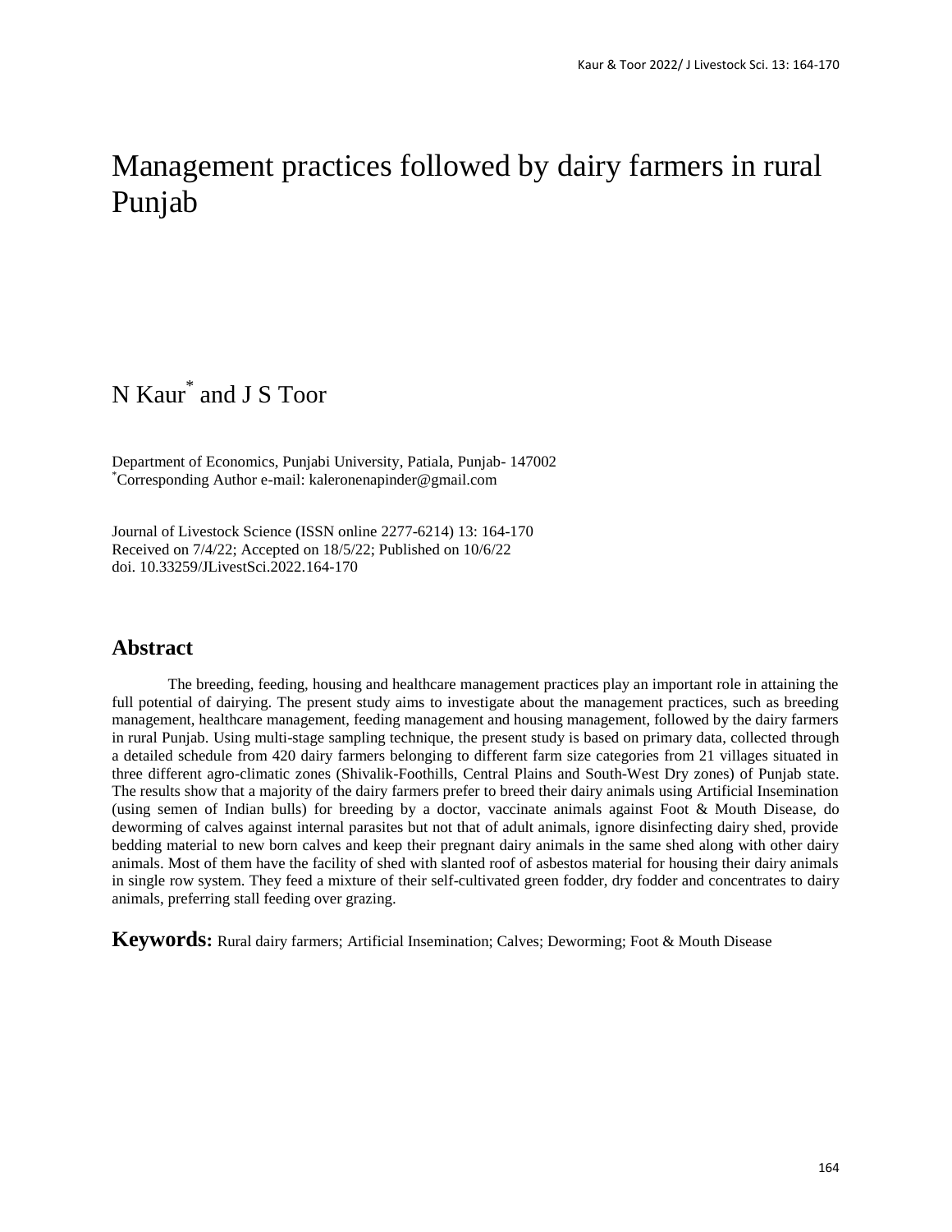# Management practices followed by dairy farmers in rural Punjab

N Kaur[*] and J S Toor

Department of Economics, Punjabi University, Patiala, Punjab- 147002
[*]Corresponding Author e-mail: kaleronenapinder@gmail.com

Journal of Livestock Science (ISSN online 2277-6214) 13: 164-170
Received on 7/4/22; Accepted on 18/5/22; Published on 10/6/22
doi. 10.33259/JLivestSci.2022.164-170

## Abstract

The breeding, feeding, housing and healthcare management practices play an important role in attaining the full potential of dairying. The present study aims to investigate about the management practices, such as breeding management, healthcare management, feeding management and housing management, followed by the dairy farmers in rural Punjab. Using multi-stage sampling technique, the present study is based on primary data, collected through a detailed schedule from 420 dairy farmers belonging to different farm size categories from 21 villages situated in three different agro-climatic zones (Shivalik-Foothills, Central Plains and South-West Dry zones) of Punjab state. The results show that a majority of the dairy farmers prefer to breed their dairy animals using Artificial Insemination (using semen of Indian bulls) for breeding by a doctor, vaccinate animals against Foot & Mouth Disease, do deworming of calves against internal parasites but not that of adult animals, ignore disinfecting dairy shed, provide bedding material to new born calves and keep their pregnant dairy animals in the same shed along with other dairy animals. Most of them have the facility of shed with slanted roof of asbestos material for housing their dairy animals in single row system. They feed a mixture of their self-cultivated green fodder, dry fodder and concentrates to dairy animals, preferring stall feeding over grazing.

**Keywords:** Rural dairy farmers; Artificial Insemination; Calves; Deworming; Foot & Mouth Disease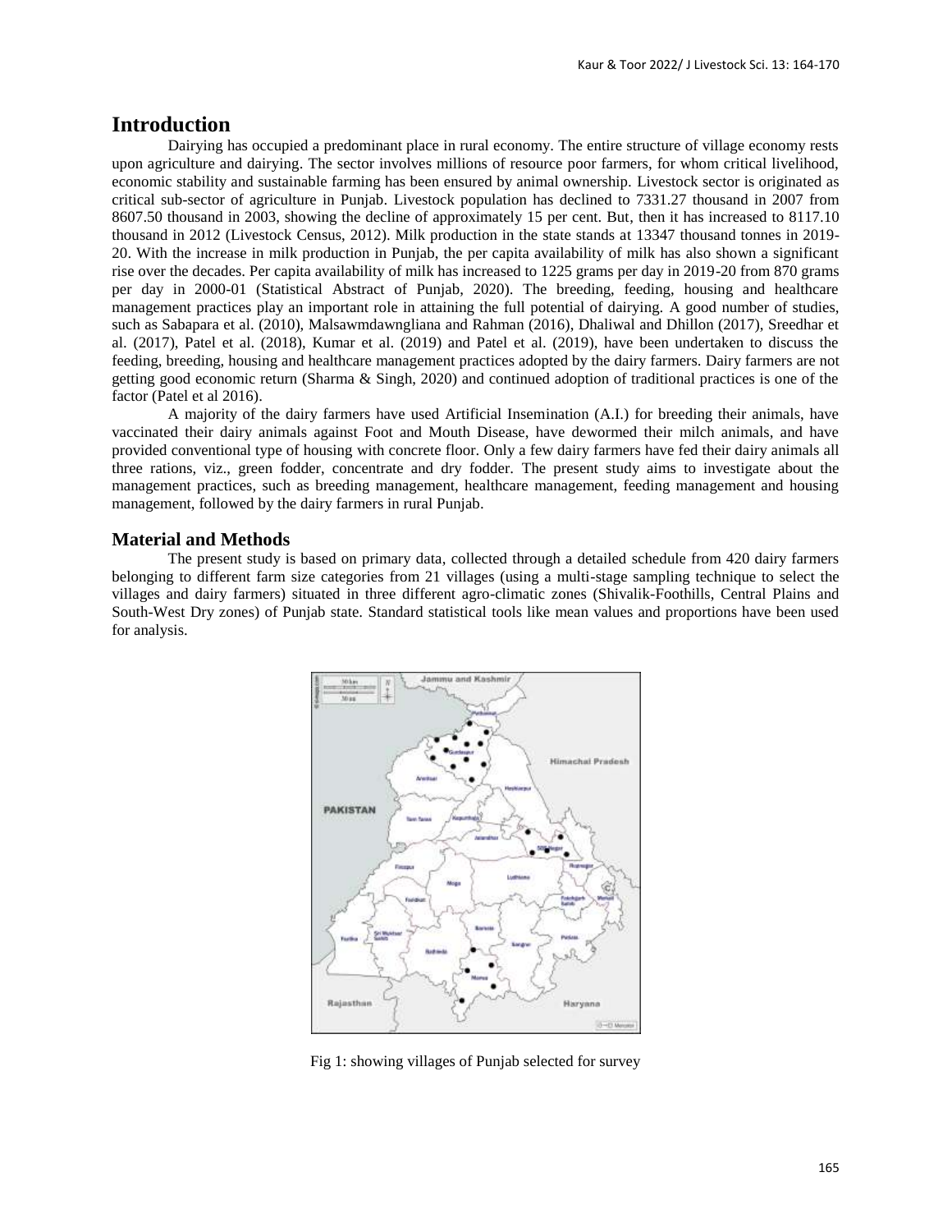## Introduction

Dairying has occupied a predominant place in rural economy. The entire structure of village economy rests upon agriculture and dairying. The sector involves millions of resource poor farmers, for whom critical livelihood, economic stability and sustainable farming has been ensured by animal ownership. Livestock sector is originated as critical sub-sector of agriculture in Punjab. Livestock population has declined to 7331.27 thousand in 2007 from 8607.50 thousand in 2003, showing the decline of approximately 15 per cent. But, then it has increased to 8117.10 thousand in 2012 (Livestock Census, 2012). Milk production in the state stands at 13347 thousand tonnes in 2019-20. With the increase in milk production in Punjab, the per capita availability of milk has also shown a significant rise over the decades. Per capita availability of milk has increased to 1225 grams per day in 2019-20 from 870 grams per day in 2000-01 (Statistical Abstract of Punjab, 2020). The breeding, feeding, housing and healthcare management practices play an important role in attaining the full potential of dairying. A good number of studies, such as Sabapara et al. (2010), Malsawmdawngliana and Rahman (2016), Dhaliwal and Dhillon (2017), Sreedhar et al. (2017), Patel et al. (2018), Kumar et al. (2019) and Patel et al. (2019), have been undertaken to discuss the feeding, breeding, housing and healthcare management practices adopted by the dairy farmers. Dairy farmers are not getting good economic return (Sharma & Singh, 2020) and continued adoption of traditional practices is one of the factor (Patel et al 2016).

A majority of the dairy farmers have used Artificial Insemination (A.I.) for breeding their animals, have vaccinated their dairy animals against Foot and Mouth Disease, have dewormed their milch animals, and have provided conventional type of housing with concrete floor. Only a few dairy farmers have fed their dairy animals all three rations, viz., green fodder, concentrate and dry fodder. The present study aims to investigate about the management practices, such as breeding management, healthcare management, feeding management and housing management, followed by the dairy farmers in rural Punjab.

### Material and Methods

The present study is based on primary data, collected through a detailed schedule from 420 dairy farmers belonging to different farm size categories from 21 villages (using a multi-stage sampling technique to select the villages and dairy farmers) situated in three different agro-climatic zones (Shivalik-Foothills, Central Plains and South-West Dry zones) of Punjab state. Standard statistical tools like mean values and proportions have been used for analysis.

Fig 1: showing villages of Punjab selected for survey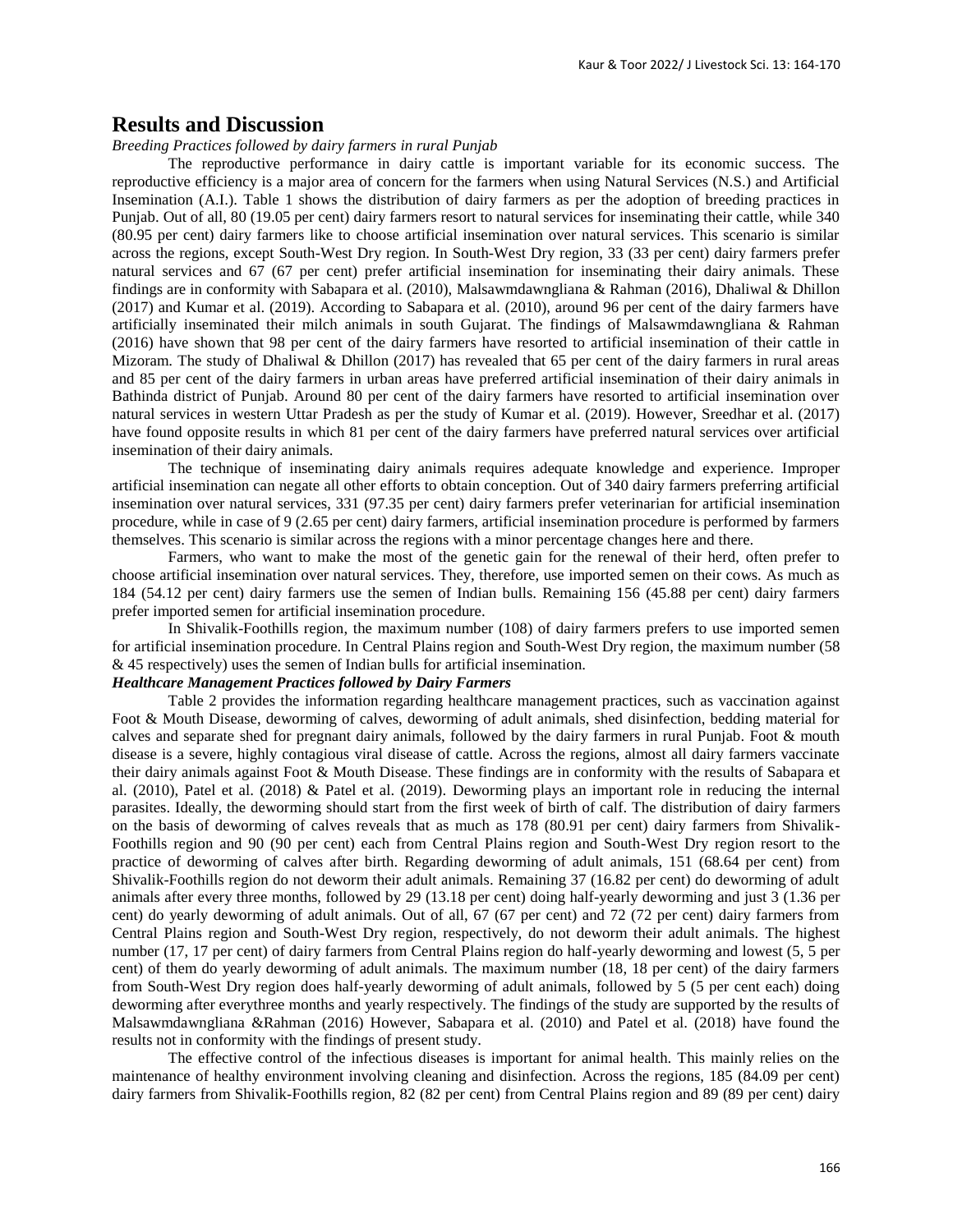## Results and Discussion

*Breeding Practices followed by dairy farmers in rural Punjab*

The reproductive performance in dairy cattle is important variable for its economic success. The reproductive efficiency is a major area of concern for the farmers when using Natural Services (N.S.) and Artificial Insemination (A.I.). Table 1 shows the distribution of dairy farmers as per the adoption of breeding practices in Punjab. Out of all, 80 (19.05 per cent) dairy farmers resort to natural services for inseminating their cattle, while 340 (80.95 per cent) dairy farmers like to choose artificial insemination over natural services. This scenario is similar across the regions, except South-West Dry region. In South-West Dry region, 33 (33 per cent) dairy farmers prefer natural services and 67 (67 per cent) prefer artificial insemination for inseminating their dairy animals. These findings are in conformity with Sabapara et al. (2010), Malsawmdawngliana & Rahman (2016), Dhaliwal & Dhillon (2017) and Kumar et al. (2019). According to Sabapara et al. (2010), around 96 per cent of the dairy farmers have artificially inseminated their milch animals in south Gujarat. The findings of Malsawmdawngliana & Rahman (2016) have shown that 98 per cent of the dairy farmers have resorted to artificial insemination of their cattle in Mizoram. The study of Dhaliwal & Dhillon (2017) has revealed that 65 per cent of the dairy farmers in rural areas and 85 per cent of the dairy farmers in urban areas have preferred artificial insemination of their dairy animals in Bathinda district of Punjab. Around 80 per cent of the dairy farmers have resorted to artificial insemination over natural services in western Uttar Pradesh as per the study of Kumar et al. (2019). However, Sreedhar et al. (2017) have found opposite results in which 81 per cent of the dairy farmers have preferred natural services over artificial insemination of their dairy animals.

The technique of inseminating dairy animals requires adequate knowledge and experience. Improper artificial insemination can negate all other efforts to obtain conception. Out of 340 dairy farmers preferring artificial insemination over natural services, 331 (97.35 per cent) dairy farmers prefer veterinarian for artificial insemination procedure, while in case of 9 (2.65 per cent) dairy farmers, artificial insemination procedure is performed by farmers themselves. This scenario is similar across the regions with a minor percentage changes here and there.

Farmers, who want to make the most of the genetic gain for the renewal of their herd, often prefer to choose artificial insemination over natural services. They, therefore, use imported semen on their cows. As much as 184 (54.12 per cent) dairy farmers use the semen of Indian bulls. Remaining 156 (45.88 per cent) dairy farmers prefer imported semen for artificial insemination procedure.

In Shivalik-Foothills region, the maximum number (108) of dairy farmers prefers to use imported semen for artificial insemination procedure. In Central Plains region and South-West Dry region, the maximum number (58 & 45 respectively) uses the semen of Indian bulls for artificial insemination.

***Healthcare Management Practices followed by Dairy Farmers***

Table 2 provides the information regarding healthcare management practices, such as vaccination against Foot & Mouth Disease, deworming of calves, deworming of adult animals, shed disinfection, bedding material for calves and separate shed for pregnant dairy animals, followed by the dairy farmers in rural Punjab. Foot & mouth disease is a severe, highly contagious viral disease of cattle. Across the regions, almost all dairy farmers vaccinate their dairy animals against Foot & Mouth Disease. These findings are in conformity with the results of Sabapara et al. (2010), Patel et al. (2018) & Patel et al. (2019). Deworming plays an important role in reducing the internal parasites. Ideally, the deworming should start from the first week of birth of calf. The distribution of dairy farmers on the basis of deworming of calves reveals that as much as 178 (80.91 per cent) dairy farmers from Shivalik-Foothills region and 90 (90 per cent) each from Central Plains region and South-West Dry region resort to the practice of deworming of calves after birth. Regarding deworming of adult animals, 151 (68.64 per cent) from Shivalik-Foothills region do not deworm their adult animals. Remaining 37 (16.82 per cent) do deworming of adult animals after every three months, followed by 29 (13.18 per cent) doing half-yearly deworming and just 3 (1.36 per cent) do yearly deworming of adult animals. Out of all, 67 (67 per cent) and 72 (72 per cent) dairy farmers from Central Plains region and South-West Dry region, respectively, do not deworm their adult animals. The highest number (17, 17 per cent) of dairy farmers from Central Plains region do half-yearly deworming and lowest (5, 5 per cent) of them do yearly deworming of adult animals. The maximum number (18, 18 per cent) of the dairy farmers from South-West Dry region does half-yearly deworming of adult animals, followed by 5 (5 per cent each) doing deworming after everythree months and yearly respectively. The findings of the study are supported by the results of Malsawmdawngliana &Rahman (2016) However, Sabapara et al. (2010) and Patel et al. (2018) have found the results not in conformity with the findings of present study.

The effective control of the infectious diseases is important for animal health. This mainly relies on the maintenance of healthy environment involving cleaning and disinfection. Across the regions, 185 (84.09 per cent) dairy farmers from Shivalik-Foothills region, 82 (82 per cent) from Central Plains region and 89 (89 per cent) dairy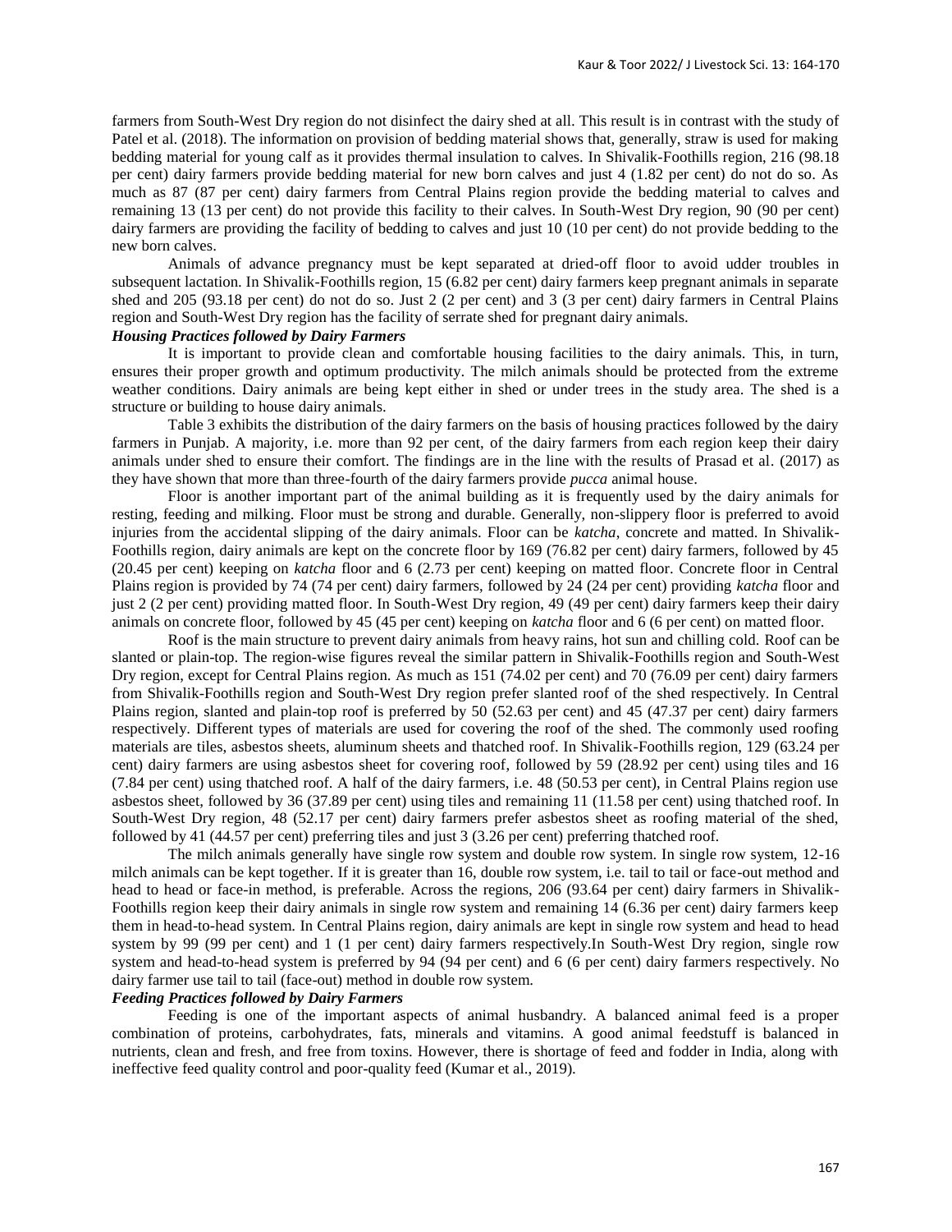farmers from South-West Dry region do not disinfect the dairy shed at all. This result is in contrast with the study of Patel et al. (2018). The information on provision of bedding material shows that, generally, straw is used for making bedding material for young calf as it provides thermal insulation to calves. In Shivalik-Foothills region, 216 (98.18 per cent) dairy farmers provide bedding material for new born calves and just 4 (1.82 per cent) do not do so. As much as 87 (87 per cent) dairy farmers from Central Plains region provide the bedding material to calves and remaining 13 (13 per cent) do not provide this facility to their calves. In South-West Dry region, 90 (90 per cent) dairy farmers are providing the facility of bedding to calves and just 10 (10 per cent) do not provide bedding to the new born calves.

Animals of advance pregnancy must be kept separated at dried-off floor to avoid udder troubles in subsequent lactation. In Shivalik-Foothills region, 15 (6.82 per cent) dairy farmers keep pregnant animals in separate shed and 205 (93.18 per cent) do not do so. Just 2 (2 per cent) and 3 (3 per cent) dairy farmers in Central Plains region and South-West Dry region has the facility of serrate shed for pregnant dairy animals.

### *Housing Practices followed by Dairy Farmers*

It is important to provide clean and comfortable housing facilities to the dairy animals. This, in turn, ensures their proper growth and optimum productivity. The milch animals should be protected from the extreme weather conditions. Dairy animals are being kept either in shed or under trees in the study area. The shed is a structure or building to house dairy animals.

Table 3 exhibits the distribution of the dairy farmers on the basis of housing practices followed by the dairy farmers in Punjab. A majority, i.e. more than 92 per cent, of the dairy farmers from each region keep their dairy animals under shed to ensure their comfort. The findings are in the line with the results of Prasad et al. (2017) as they have shown that more than three-fourth of the dairy farmers provide *pucca* animal house.

Floor is another important part of the animal building as it is frequently used by the dairy animals for resting, feeding and milking. Floor must be strong and durable. Generally, non-slippery floor is preferred to avoid injuries from the accidental slipping of the dairy animals. Floor can be *katcha*, concrete and matted. In Shivalik-Foothills region, dairy animals are kept on the concrete floor by 169 (76.82 per cent) dairy farmers, followed by 45 (20.45 per cent) keeping on *katcha* floor and 6 (2.73 per cent) keeping on matted floor. Concrete floor in Central Plains region is provided by 74 (74 per cent) dairy farmers, followed by 24 (24 per cent) providing *katcha* floor and just 2 (2 per cent) providing matted floor. In South-West Dry region, 49 (49 per cent) dairy farmers keep their dairy animals on concrete floor, followed by 45 (45 per cent) keeping on *katcha* floor and 6 (6 per cent) on matted floor.

Roof is the main structure to prevent dairy animals from heavy rains, hot sun and chilling cold. Roof can be slanted or plain-top. The region-wise figures reveal the similar pattern in Shivalik-Foothills region and South-West Dry region, except for Central Plains region. As much as 151 (74.02 per cent) and 70 (76.09 per cent) dairy farmers from Shivalik-Foothills region and South-West Dry region prefer slanted roof of the shed respectively. In Central Plains region, slanted and plain-top roof is preferred by 50 (52.63 per cent) and 45 (47.37 per cent) dairy farmers respectively. Different types of materials are used for covering the roof of the shed. The commonly used roofing materials are tiles, asbestos sheets, aluminum sheets and thatched roof. In Shivalik-Foothills region, 129 (63.24 per cent) dairy farmers are using asbestos sheet for covering roof, followed by 59 (28.92 per cent) using tiles and 16 (7.84 per cent) using thatched roof. A half of the dairy farmers, i.e. 48 (50.53 per cent), in Central Plains region use asbestos sheet, followed by 36 (37.89 per cent) using tiles and remaining 11 (11.58 per cent) using thatched roof. In South-West Dry region, 48 (52.17 per cent) dairy farmers prefer asbestos sheet as roofing material of the shed, followed by 41 (44.57 per cent) preferring tiles and just 3 (3.26 per cent) preferring thatched roof.

The milch animals generally have single row system and double row system. In single row system, 12-16 milch animals can be kept together. If it is greater than 16, double row system, i.e. tail to tail or face-out method and head to head or face-in method, is preferable. Across the regions, 206 (93.64 per cent) dairy farmers in Shivalik-Foothills region keep their dairy animals in single row system and remaining 14 (6.36 per cent) dairy farmers keep them in head-to-head system. In Central Plains region, dairy animals are kept in single row system and head to head system by 99 (99 per cent) and 1 (1 per cent) dairy farmers respectively.In South-West Dry region, single row system and head-to-head system is preferred by 94 (94 per cent) and 6 (6 per cent) dairy farmers respectively. No dairy farmer use tail to tail (face-out) method in double row system.

### *Feeding Practices followed by Dairy Farmers*

Feeding is one of the important aspects of animal husbandry. A balanced animal feed is a proper combination of proteins, carbohydrates, fats, minerals and vitamins. A good animal feedstuff is balanced in nutrients, clean and fresh, and free from toxins. However, there is shortage of feed and fodder in India, along with ineffective feed quality control and poor-quality feed (Kumar et al., 2019).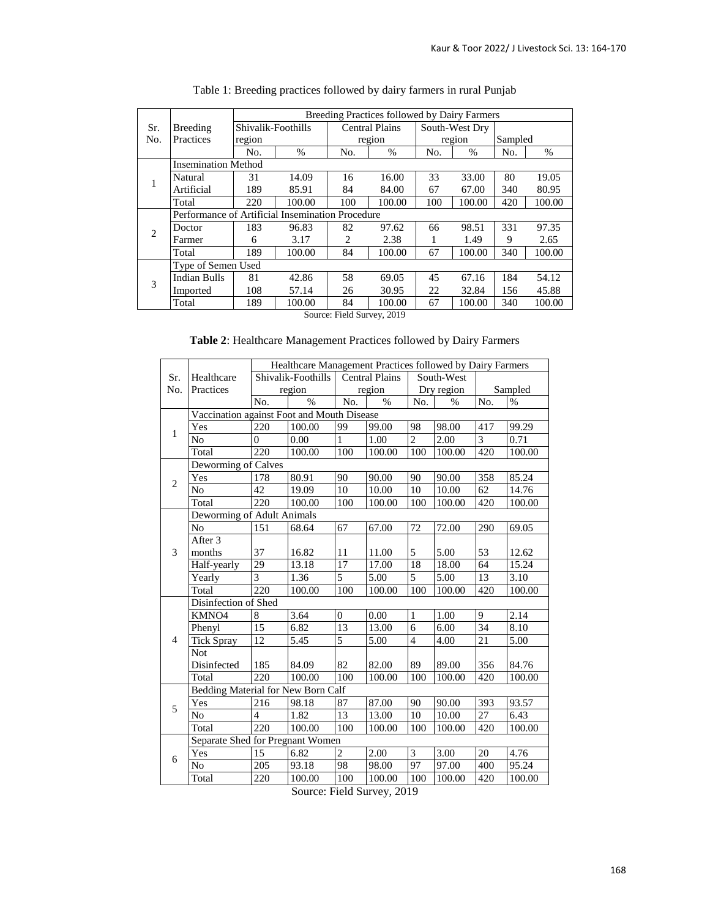Table 1: Breeding practices followed by dairy farmers in rural Punjab

| Sr. No. | Breeding Practices | Breeding Practices followed by Dairy Farmers | | | | | | | |
|---|---|---|---|---|---|---|---|---|---|
| | | Shivalik-Foothills region | | Central Plains region | | South-West Dry region | | Sampled | |
| | | No. | % | No. | % | No. | % | No. | % |
| 1 | Insemination Method | | | | | | | | |
| | Natural | 31 | 14.09 | 16 | 16.00 | 33 | 33.00 | 80 | 19.05 |
| | Artificial | 189 | 85.91 | 84 | 84.00 | 67 | 67.00 | 340 | 80.95 |
| | Total | 220 | 100.00 | 100 | 100.00 | 100 | 100.00 | 420 | 100.00 |
| 2 | Performance of Artificial Insemination Procedure | | | | | | | | |
| | Doctor | 183 | 96.83 | 82 | 97.62 | 66 | 98.51 | 331 | 97.35 |
| | Farmer | 6 | 3.17 | 2 | 2.38 | 1 | 1.49 | 9 | 2.65 |
| | Total | 189 | 100.00 | 84 | 100.00 | 67 | 100.00 | 340 | 100.00 |
| 3 | Type of Semen Used | | | | | | | | |
| | Indian Bulls | 81 | 42.86 | 58 | 69.05 | 45 | 67.16 | 184 | 54.12 |
| | Imported | 108 | 57.14 | 26 | 30.95 | 22 | 32.84 | 156 | 45.88 |
| | Total | 189 | 100.00 | 84 | 100.00 | 67 | 100.00 | 340 | 100.00 |

Source: Field Survey, 2019

**Table 2**: Healthcare Management Practices followed by Dairy Farmers

| Sr. No. | Healthcare Practices | Healthcare Management Practices followed by Dairy Farmers | | | | | | | |
|---|---|---|---|---|---|---|---|---|---|
| | | Shivalik-Foothills region | | Central Plains region | | South-West Dry region | | Sampled | |
| | | No. | % | No. | % | No. | % | No. | % |
| 1 | Vaccination against Foot and Mouth Disease | | | | | | | | |
| | Yes | 220 | 100.00 | 99 | 99.00 | 98 | 98.00 | 417 | 99.29 |
| | No | 0 | 0.00 | 1 | 1.00 | 2 | 2.00 | 3 | 0.71 |
| | Total | 220 | 100.00 | 100 | 100.00 | 100 | 100.00 | 420 | 100.00 |
| 2 | Deworming of Calves | | | | | | | | |
| | Yes | 178 | 80.91 | 90 | 90.00 | 90 | 90.00 | 358 | 85.24 |
| | No | 42 | 19.09 | 10 | 10.00 | 10 | 10.00 | 62 | 14.76 |
| | Total | 220 | 100.00 | 100 | 100.00 | 100 | 100.00 | 420 | 100.00 |
| 3 | Deworming of Adult Animals | | | | | | | | |
| | No | 151 | 68.64 | 67 | 67.00 | 72 | 72.00 | 290 | 69.05 |
| | After 3 months | 37 | 16.82 | 11 | 11.00 | 5 | 5.00 | 53 | 12.62 |
| | Half-yearly | 29 | 13.18 | 17 | 17.00 | 18 | 18.00 | 64 | 15.24 |
| | Yearly | 3 | 1.36 | 5 | 5.00 | 5 | 5.00 | 13 | 3.10 |
| | Total | 220 | 100.00 | 100 | 100.00 | 100 | 100.00 | 420 | 100.00 |
| 4 | Disinfection of Shed | | | | | | | | |
| | KMNO4 | 8 | 3.64 | 0 | 0.00 | 1 | 1.00 | 9 | 2.14 |
| | Phenyl | 15 | 6.82 | 13 | 13.00 | 6 | 6.00 | 34 | 8.10 |
| | Tick Spray | 12 | 5.45 | 5 | 5.00 | 4 | 4.00 | 21 | 5.00 |
| | Not Disinfected | 185 | 84.09 | 82 | 82.00 | 89 | 89.00 | 356 | 84.76 |
| | Total | 220 | 100.00 | 100 | 100.00 | 100 | 100.00 | 420 | 100.00 |
| 5 | Bedding Material for New Born Calf | | | | | | | | |
| | Yes | 216 | 98.18 | 87 | 87.00 | 90 | 90.00 | 393 | 93.57 |
| | No | 4 | 1.82 | 13 | 13.00 | 10 | 10.00 | 27 | 6.43 |
| | Total | 220 | 100.00 | 100 | 100.00 | 100 | 100.00 | 420 | 100.00 |
| 6 | Separate Shed for Pregnant Women | | | | | | | | |
| | Yes | 15 | 6.82 | 2 | 2.00 | 3 | 3.00 | 20 | 4.76 |
| | No | 205 | 93.18 | 98 | 98.00 | 97 | 97.00 | 400 | 95.24 |
| | Total | 220 | 100.00 | 100 | 100.00 | 100 | 100.00 | 420 | 100.00 |

Source: Field Survey, 2019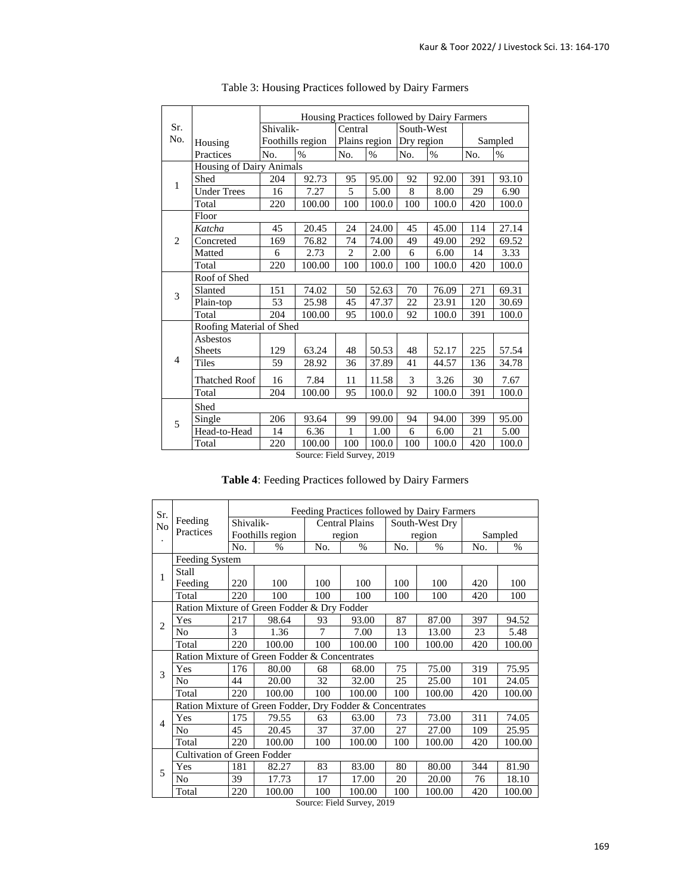Table 3: Housing Practices followed by Dairy Farmers

| Sr. No. | Housing Practices | Housing Practices followed by Dairy Farmers | | | | | | | |
|---|---|---|---|---|---|---|---|---|---|
| | | Shivalik-Foothills region | | Central Plains region | | South-West Dry region | | Sampled | |
| | | No. | % | No. | % | No. | % | No. | % |
| 1 | Housing of Dairy Animals | | | | | | | | |
| | Shed | 204 | 92.73 | 95 | 95.00 | 92 | 92.00 | 391 | 93.10 |
| | Under Trees | 16 | 7.27 | 5 | 5.00 | 8 | 8.00 | 29 | 6.90 |
| | Total | 220 | 100.00 | 100 | 100.0 | 100 | 100.0 | 420 | 100.0 |
| 2 | Floor | | | | | | | | |
| | *Katcha* | 45 | 20.45 | 24 | 24.00 | 45 | 45.00 | 114 | 27.14 |
| | Concreted | 169 | 76.82 | 74 | 74.00 | 49 | 49.00 | 292 | 69.52 |
| | Matted | 6 | 2.73 | 2 | 2.00 | 6 | 6.00 | 14 | 3.33 |
| | Total | 220 | 100.00 | 100 | 100.0 | 100 | 100.0 | 420 | 100.0 |
| 3 | Roof of Shed | | | | | | | | |
| | Slanted | 151 | 74.02 | 50 | 52.63 | 70 | 76.09 | 271 | 69.31 |
| | Plain-top | 53 | 25.98 | 45 | 47.37 | 22 | 23.91 | 120 | 30.69 |
| | Total | 204 | 100.00 | 95 | 100.0 | 92 | 100.0 | 391 | 100.0 |
| 4 | Roofing Material of Shed | | | | | | | | |
| | Asbestos Sheets | 129 | 63.24 | 48 | 50.53 | 48 | 52.17 | 225 | 57.54 |
| | Tiles | 59 | 28.92 | 36 | 37.89 | 41 | 44.57 | 136 | 34.78 |
| | Thatched Roof | 16 | 7.84 | 11 | 11.58 | 3 | 3.26 | 30 | 7.67 |
| | Total | 204 | 100.00 | 95 | 100.0 | 92 | 100.0 | 391 | 100.0 |
| 5 | Shed | | | | | | | | |
| | Single | 206 | 93.64 | 99 | 99.00 | 94 | 94.00 | 399 | 95.00 |
| | Head-to-Head | 14 | 6.36 | 1 | 1.00 | 6 | 6.00 | 21 | 5.00 |
| | Total | 220 | 100.00 | 100 | 100.0 | 100 | 100.0 | 420 | 100.0 |

Source: Field Survey, 2019

**Table 4**: Feeding Practices followed by Dairy Farmers

| Sr. No. | Feeding Practices | Feeding Practices followed by Dairy Farmers | | | | | | | |
|---|---|---|---|---|---|---|---|---|---|
| | | Shivalik-Foothills region | | Central Plains region | | South-West Dry region | | Sampled | |
| | | No. | % | No. | % | No. | % | No. | % |
| 1 | Feeding System | | | | | | | | |
| | Stall Feeding | 220 | 100 | 100 | 100 | 100 | 100 | 420 | 100 |
| | Total | 220 | 100 | 100 | 100 | 100 | 100 | 420 | 100 |
| 2 | Ration Mixture of Green Fodder & Dry Fodder | | | | | | | | |
| | Yes | 217 | 98.64 | 93 | 93.00 | 87 | 87.00 | 397 | 94.52 |
| | No | 3 | 1.36 | 7 | 7.00 | 13 | 13.00 | 23 | 5.48 |
| | Total | 220 | 100.00 | 100 | 100.00 | 100 | 100.00 | 420 | 100.00 |
| 3 | Ration Mixture of Green Fodder & Concentrates | | | | | | | | |
| | Yes | 176 | 80.00 | 68 | 68.00 | 75 | 75.00 | 319 | 75.95 |
| | No | 44 | 20.00 | 32 | 32.00 | 25 | 25.00 | 101 | 24.05 |
| | Total | 220 | 100.00 | 100 | 100.00 | 100 | 100.00 | 420 | 100.00 |
| 4 | Ration Mixture of Green Fodder, Dry Fodder & Concentrates | | | | | | | | |
| | Yes | 175 | 79.55 | 63 | 63.00 | 73 | 73.00 | 311 | 74.05 |
| | No | 45 | 20.45 | 37 | 37.00 | 27 | 27.00 | 109 | 25.95 |
| | Total | 220 | 100.00 | 100 | 100.00 | 100 | 100.00 | 420 | 100.00 |
| 5 | Cultivation of Green Fodder | | | | | | | | |
| | Yes | 181 | 82.27 | 83 | 83.00 | 80 | 80.00 | 344 | 81.90 |
| | No | 39 | 17.73 | 17 | 17.00 | 20 | 20.00 | 76 | 18.10 |
| | Total | 220 | 100.00 | 100 | 100.00 | 100 | 100.00 | 420 | 100.00 |

Source: Field Survey, 2019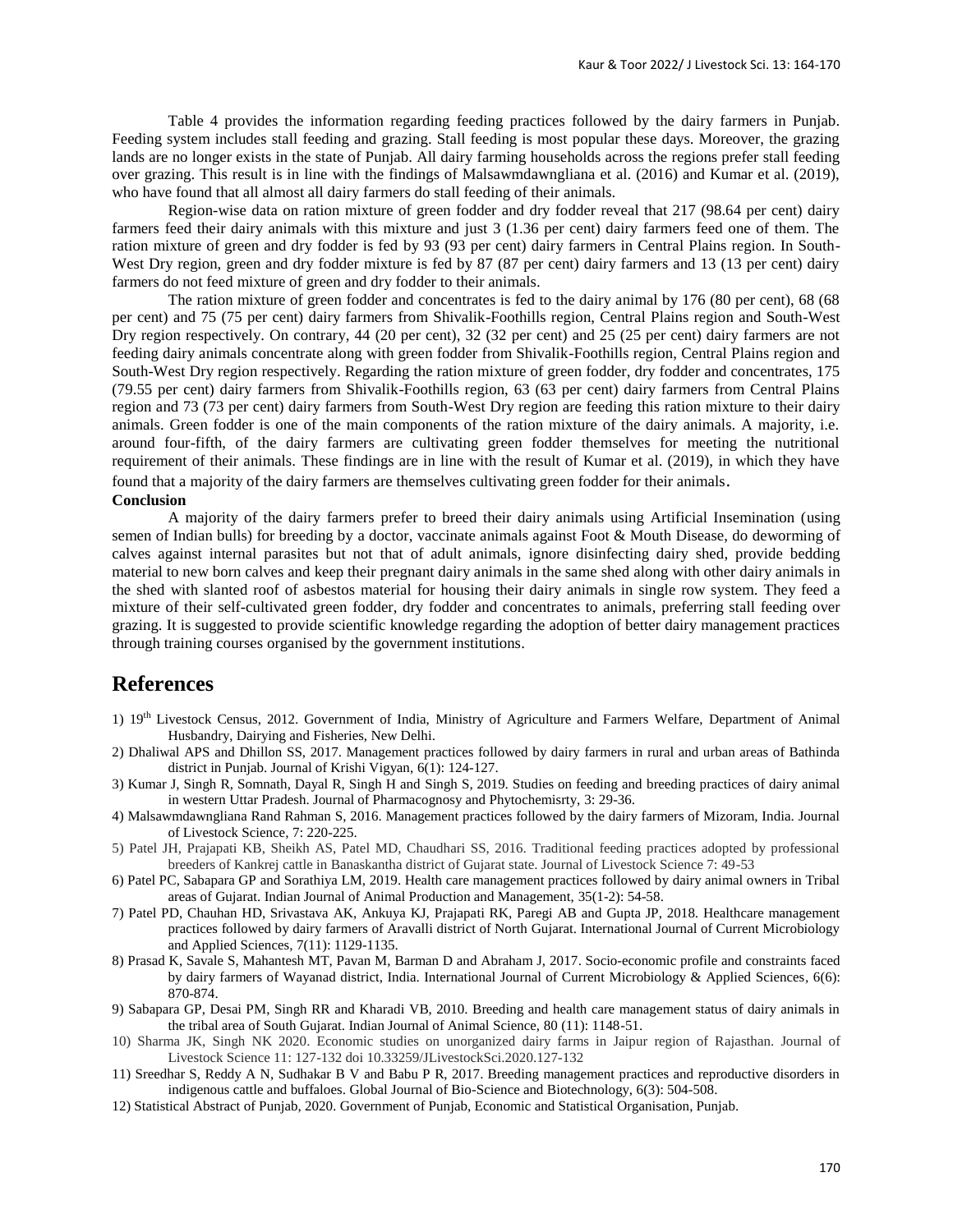Table 4 provides the information regarding feeding practices followed by the dairy farmers in Punjab. Feeding system includes stall feeding and grazing. Stall feeding is most popular these days. Moreover, the grazing lands are no longer exists in the state of Punjab. All dairy farming households across the regions prefer stall feeding over grazing. This result is in line with the findings of Malsawmdawngliana et al. (2016) and Kumar et al. (2019), who have found that all almost all dairy farmers do stall feeding of their animals.

Region-wise data on ration mixture of green fodder and dry fodder reveal that 217 (98.64 per cent) dairy farmers feed their dairy animals with this mixture and just 3 (1.36 per cent) dairy farmers feed one of them. The ration mixture of green and dry fodder is fed by 93 (93 per cent) dairy farmers in Central Plains region. In South-West Dry region, green and dry fodder mixture is fed by 87 (87 per cent) dairy farmers and 13 (13 per cent) dairy farmers do not feed mixture of green and dry fodder to their animals.

The ration mixture of green fodder and concentrates is fed to the dairy animal by 176 (80 per cent), 68 (68 per cent) and 75 (75 per cent) dairy farmers from Shivalik-Foothills region, Central Plains region and South-West Dry region respectively. On contrary, 44 (20 per cent), 32 (32 per cent) and 25 (25 per cent) dairy farmers are not feeding dairy animals concentrate along with green fodder from Shivalik-Foothills region, Central Plains region and South-West Dry region respectively. Regarding the ration mixture of green fodder, dry fodder and concentrates, 175 (79.55 per cent) dairy farmers from Shivalik-Foothills region, 63 (63 per cent) dairy farmers from Central Plains region and 73 (73 per cent) dairy farmers from South-West Dry region are feeding this ration mixture to their dairy animals. Green fodder is one of the main components of the ration mixture of the dairy animals. A majority, i.e. around four-fifth, of the dairy farmers are cultivating green fodder themselves for meeting the nutritional requirement of their animals. These findings are in line with the result of Kumar et al. (2019), in which they have found that a majority of the dairy farmers are themselves cultivating green fodder for their animals.

**Conclusion**

A majority of the dairy farmers prefer to breed their dairy animals using Artificial Insemination (using semen of Indian bulls) for breeding by a doctor, vaccinate animals against Foot & Mouth Disease, do deworming of calves against internal parasites but not that of adult animals, ignore disinfecting dairy shed, provide bedding material to new born calves and keep their pregnant dairy animals in the same shed along with other dairy animals in the shed with slanted roof of asbestos material for housing their dairy animals in single row system. They feed a mixture of their self-cultivated green fodder, dry fodder and concentrates to animals, preferring stall feeding over grazing. It is suggested to provide scientific knowledge regarding the adoption of better dairy management practices through training courses organised by the government institutions.

## References

1) 19th Livestock Census, 2012. Government of India, Ministry of Agriculture and Farmers Welfare, Department of Animal Husbandry, Dairying and Fisheries, New Delhi.
2) Dhaliwal APS and Dhillon SS, 2017. Management practices followed by dairy farmers in rural and urban areas of Bathinda district in Punjab. Journal of Krishi Vigyan, 6(1): 124-127.
3) Kumar J, Singh R, Somnath, Dayal R, Singh H and Singh S, 2019. Studies on feeding and breeding practices of dairy animal in western Uttar Pradesh. Journal of Pharmacognosy and Phytochemisrty, 3: 29-36.
4) Malsawmdawngliana Rand Rahman S, 2016. Management practices followed by the dairy farmers of Mizoram, India. Journal of Livestock Science, 7: 220-225.
5) Patel JH, Prajapati KB, Sheikh AS, Patel MD, Chaudhari SS, 2016. Traditional feeding practices adopted by professional breeders of Kankrej cattle in Banaskantha district of Gujarat state. Journal of Livestock Science 7: 49-53
6) Patel PC, Sabapara GP and Sorathiya LM, 2019. Health care management practices followed by dairy animal owners in Tribal areas of Gujarat. Indian Journal of Animal Production and Management, 35(1-2): 54-58.
7) Patel PD, Chauhan HD, Srivastava AK, Ankuya KJ, Prajapati RK, Paregi AB and Gupta JP, 2018. Healthcare management practices followed by dairy farmers of Aravalli district of North Gujarat. International Journal of Current Microbiology and Applied Sciences, 7(11): 1129-1135.
8) Prasad K, Savale S, Mahantesh MT, Pavan M, Barman D and Abraham J, 2017. Socio-economic profile and constraints faced by dairy farmers of Wayanad district, India. International Journal of Current Microbiology & Applied Sciences, 6(6): 870-874.
9) Sabapara GP, Desai PM, Singh RR and Kharadi VB, 2010. Breeding and health care management status of dairy animals in the tribal area of South Gujarat. Indian Journal of Animal Science, 80 (11): 1148-51.
10) Sharma JK, Singh NK 2020. Economic studies on unorganized dairy farms in Jaipur region of Rajasthan. Journal of Livestock Science 11: 127-132 doi 10.33259/JLivestockSci.2020.127-132
11) Sreedhar S, Reddy A N, Sudhakar B V and Babu P R, 2017. Breeding management practices and reproductive disorders in indigenous cattle and buffaloes. Global Journal of Bio-Science and Biotechnology, 6(3): 504-508.
12) Statistical Abstract of Punjab, 2020. Government of Punjab, Economic and Statistical Organisation, Punjab.